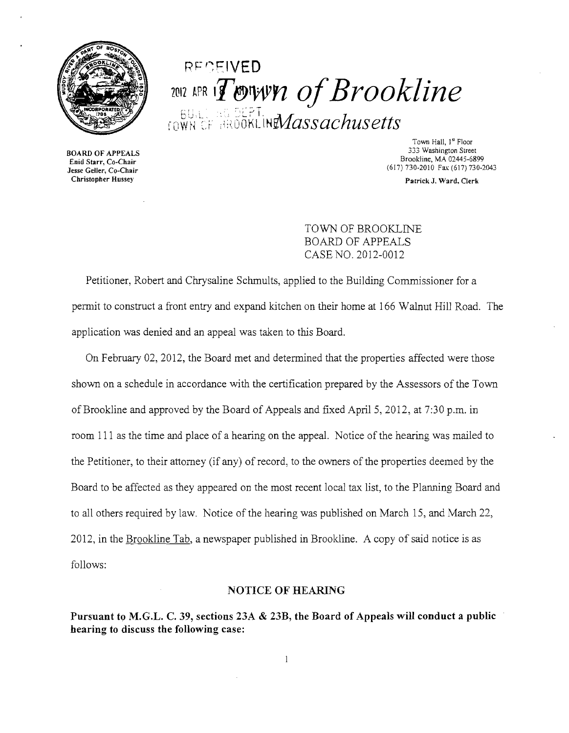RECEIVED 2012 APR 1? BUILDING DEPT. TOWN OF BROOKLINE

# Town of Brookline

## Massachusetts

BOARD OF APPEALS
Enid Starr, Co-Chair
Jesse Geller, Co-Chair
Christopher Hussey

Town Hall, 1st Floor
333 Washington Street
Brookline, MA 02445-6899
(617) 730-2010 Fax (617) 730-2043

Patrick J. Ward, Clerk

TOWN OF BROOKLINE
BOARD OF APPEALS
CASE NO. 2012-0012

Petitioner, Robert and Chrysaline Schmults, applied to the Building Commissioner for a permit to construct a front entry and expand kitchen on their home at 166 Walnut Hill Road. The application was denied and an appeal was taken to this Board.

On February 02, 2012, the Board met and determined that the properties affected were those shown on a schedule in accordance with the certification prepared by the Assessors of the Town of Brookline and approved by the Board of Appeals and fixed April 5, 2012, at 7:30 p.m. in room 111 as the time and place of a hearing on the appeal. Notice of the hearing was mailed to the Petitioner, to their attorney (if any) of record, to the owners of the properties deemed by the Board to be affected as they appeared on the most recent local tax list, to the Planning Board and to all others required by law. Notice of the hearing was published on March 15, and March 22, 2012, in the Brookline Tab, a newspaper published in Brookline. A copy of said notice is as follows:

### NOTICE OF HEARING

**Pursuant to M.G.L. C. 39, sections 23A & 23B, the Board of Appeals will conduct a public hearing to discuss the following case:**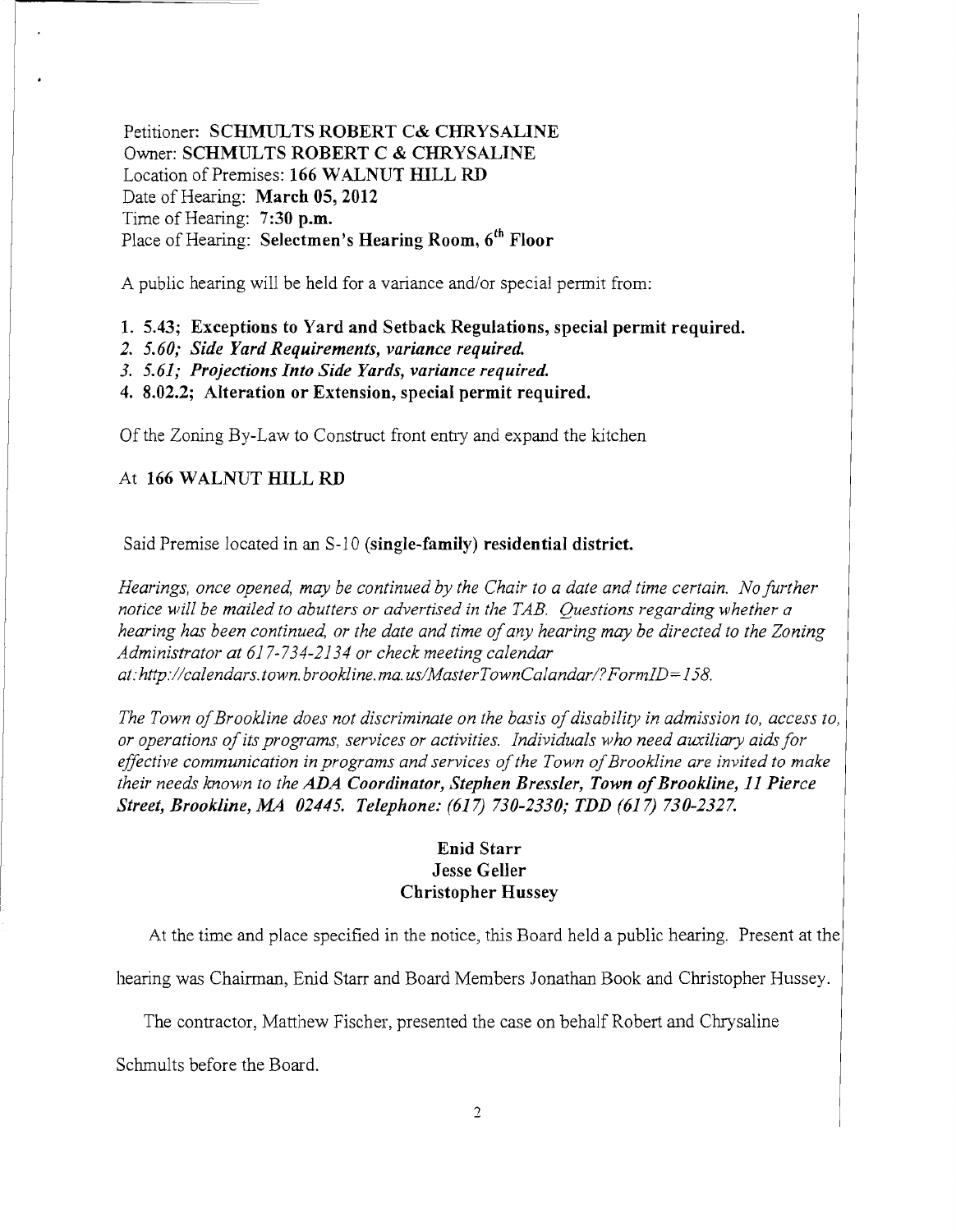Petitioner: **SCHMULTS ROBERT C& CHRYSALINE**
Owner: **SCHMULTS ROBERT C & CHRYSALINE**
Location of Premises: **166 WALNUT HILL RD**
Date of Hearing: **March 05, 2012**
Time of Hearing: **7:30 p.m.**
Place of Hearing: **Selectmen's Hearing Room, 6th Floor**

A public hearing will be held for a variance and/or special permit from:

1. **5.43; Exceptions to Yard and Setback Regulations, special permit required.**
2. ***5.60; Side Yard Requirements, variance required.***
3. ***5.61; Projections Into Side Yards, variance required.***
4. **8.02.2; Alteration or Extension, special permit required.**

Of the Zoning By-Law to Construct front entry and expand the kitchen

At **166 WALNUT HILL RD**

Said Premise located in an S-10 **(single-family) residential district.**

*Hearings, once opened, may be continued by the Chair to a date and time certain. No further notice will be mailed to abutters or advertised in the TAB. Questions regarding whether a hearing has been continued, or the date and time of any hearing may be directed to the Zoning Administrator at 617-734-2134 or check meeting calendar at: http://calendars.town.brookline.ma.us/MasterTownCalandar/?FormID=158.*

*The Town of Brookline does not discriminate on the basis of disability in admission to, access to, or operations of its programs, services or activities. Individuals who need auxiliary aids for effective communication in programs and services of the Town of Brookline are invited to make their needs known to the **ADA Coordinator, Stephen Bressler, Town of Brookline, 11 Pierce Street, Brookline, MA 02445. Telephone: (617) 730-2330; TDD (617) 730-2327.***

**Enid Starr**
**Jesse Geller**
**Christopher Hussey**

At the time and place specified in the notice, this Board held a public hearing. Present at the hearing was Chairman, Enid Starr and Board Members Jonathan Book and Christopher Hussey.

The contractor, Matthew Fischer, presented the case on behalf Robert and Chrysaline Schmults before the Board.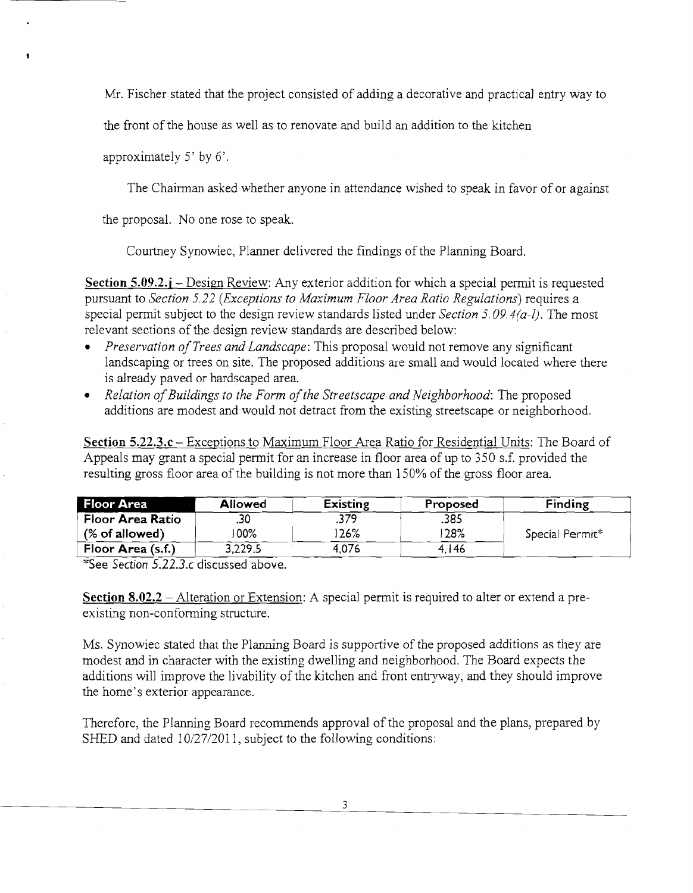Mr. Fischer stated that the project consisted of adding a decorative and practical entry way to the front of the house as well as to renovate and build an addition to the kitchen approximately 5' by 6'.

The Chairman asked whether anyone in attendance wished to speak in favor of or against the proposal. No one rose to speak.

Courtney Synowiec, Planner delivered the findings of the Planning Board.

**Section 5.09.2.j** – Design Review: Any exterior addition for which a special permit is requested pursuant to *Section 5.22 (Exceptions to Maximum Floor Area Ratio Regulations)* requires a special permit subject to the design review standards listed under *Section 5.09.4(a-l)*. The most relevant sections of the design review standards are described below:

- *Preservation of Trees and Landscape*: This proposal would not remove any significant landscaping or trees on site. The proposed additions are small and would located where there is already paved or hardscaped area.
- *Relation of Buildings to the Form of the Streetscape and Neighborhood*: The proposed additions are modest and would not detract from the existing streetscape or neighborhood.

**Section 5.22.3.c** – Exceptions to Maximum Floor Area Ratio for Residential Units: The Board of Appeals may grant a special permit for an increase in floor area of up to 350 s.f. provided the resulting gross floor area of the building is not more than 150% of the gross floor area.

| Floor Area | Allowed | Existing | Proposed | Finding |
|---|---|---|---|---|
| Floor Area Ratio | .30 | .379 | .385 | |
| (% of allowed) | 100% | 126% | 128% | Special Permit* |
| Floor Area (s.f.) | 3,229.5 | 4,076 | 4,146 | |

*See *Section 5.22.3.c* discussed above.

**Section 8.02.2** – Alteration or Extension: A special permit is required to alter or extend a pre-existing non-conforming structure.

Ms. Synowiec stated that the Planning Board is supportive of the proposed additions as they are modest and in character with the existing dwelling and neighborhood. The Board expects the additions will improve the livability of the kitchen and front entryway, and they should improve the home's exterior appearance.

Therefore, the Planning Board recommends approval of the proposal and the plans, prepared by SHED and dated 10/27/2011, subject to the following conditions: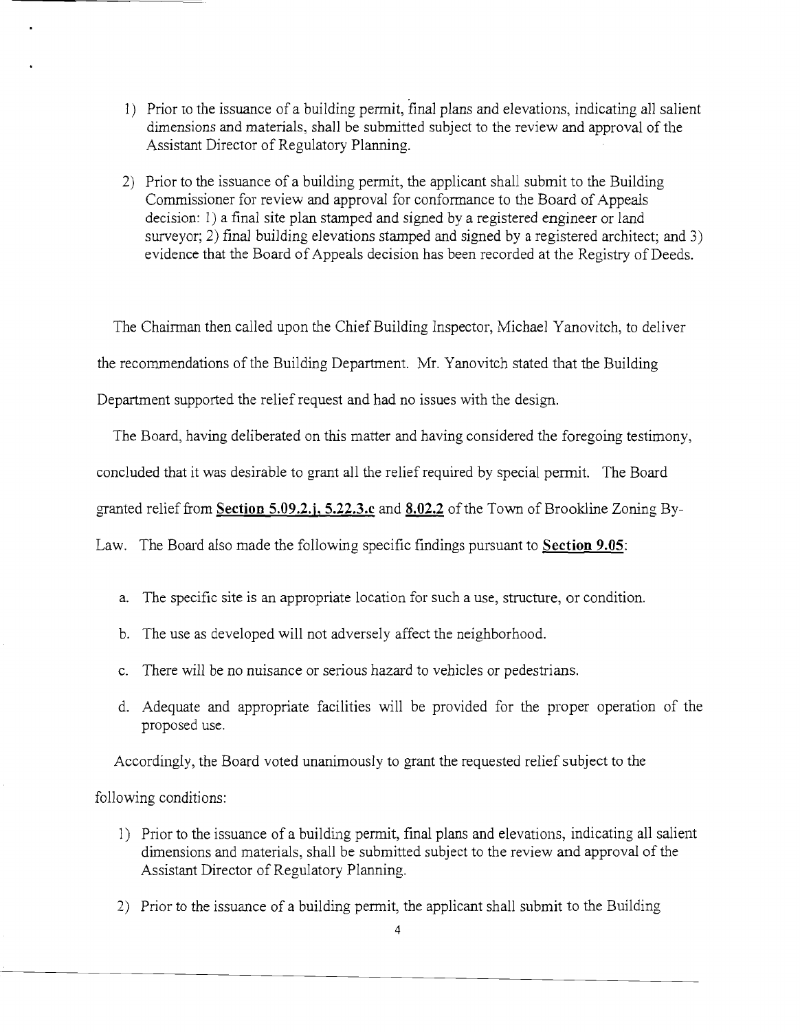1) Prior to the issuance of a building permit, final plans and elevations, indicating all salient dimensions and materials, shall be submitted subject to the review and approval of the Assistant Director of Regulatory Planning.

2) Prior to the issuance of a building permit, the applicant shall submit to the Building Commissioner for review and approval for conformance to the Board of Appeals decision: 1) a final site plan stamped and signed by a registered engineer or land surveyor; 2) final building elevations stamped and signed by a registered architect; and 3) evidence that the Board of Appeals decision has been recorded at the Registry of Deeds.

The Chairman then called upon the Chief Building Inspector, Michael Yanovitch, to deliver the recommendations of the Building Department. Mr. Yanovitch stated that the Building Department supported the relief request and had no issues with the design.

The Board, having deliberated on this matter and having considered the foregoing testimony, concluded that it was desirable to grant all the relief required by special permit. The Board granted relief from **Section 5.09.2.j, 5.22.3.c** and **8.02.2** of the Town of Brookline Zoning By-Law. The Board also made the following specific findings pursuant to **Section 9.05**:

a. The specific site is an appropriate location for such a use, structure, or condition.

b. The use as developed will not adversely affect the neighborhood.

c. There will be no nuisance or serious hazard to vehicles or pedestrians.

d. Adequate and appropriate facilities will be provided for the proper operation of the proposed use.

Accordingly, the Board voted unanimously to grant the requested relief subject to the following conditions:

1) Prior to the issuance of a building permit, final plans and elevations, indicating all salient dimensions and materials, shall be submitted subject to the review and approval of the Assistant Director of Regulatory Planning.

2) Prior to the issuance of a building permit, the applicant shall submit to the Building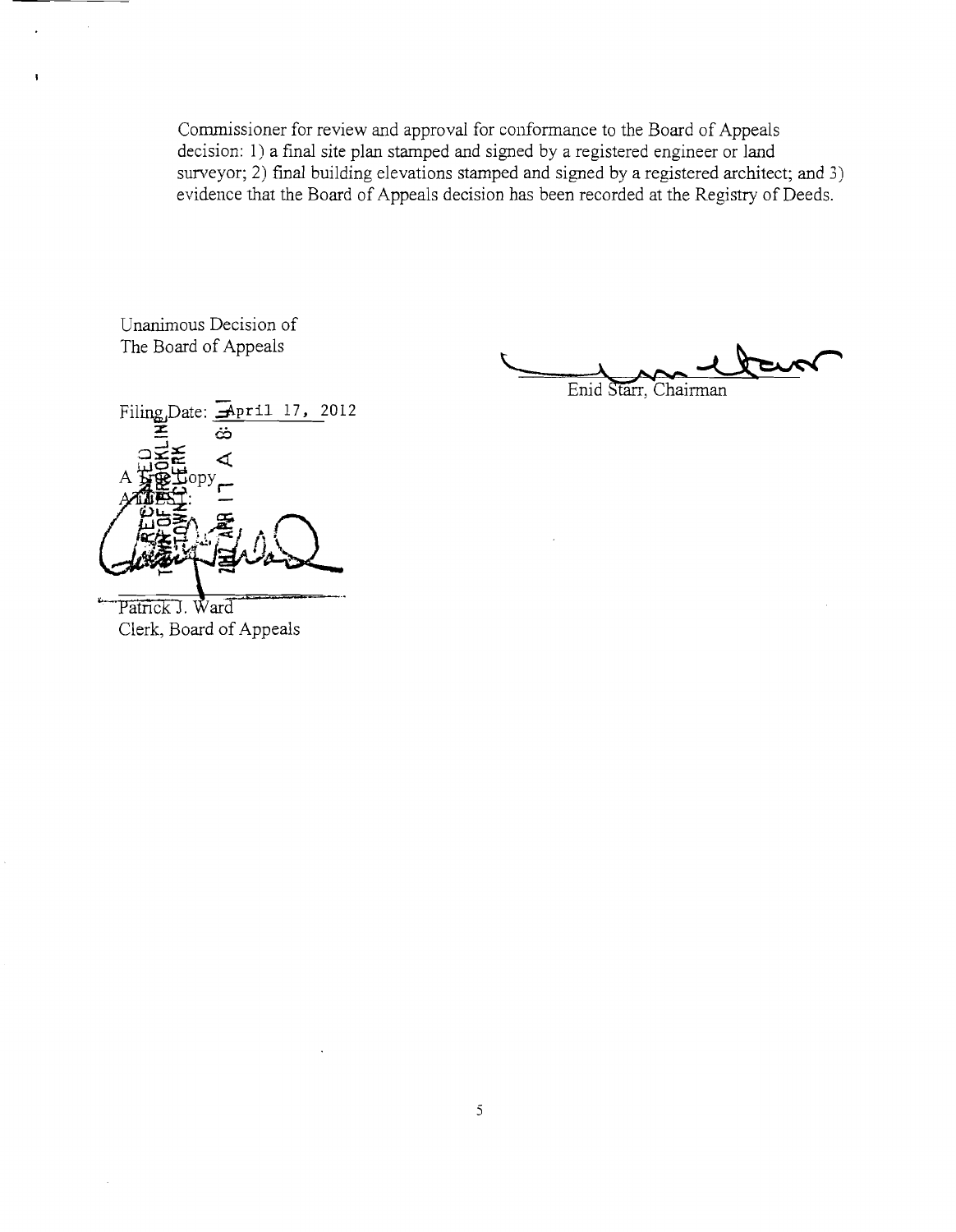Commissioner for review and approval for conformance to the Board of Appeals decision: 1) a final site plan stamped and signed by a registered engineer or land surveyor; 2) final building elevations stamped and signed by a registered architect; and 3) evidence that the Board of Appeals decision has been recorded at the Registry of Deeds.

Unanimous Decision of
The Board of Appeals

Enid Starr, Chairman

Filing Date: April 17, 2012

A True Copy
ATTEST:

Patrick J. Ward
Clerk, Board of Appeals

RECEIVED
TOWN OF BROOKLINE
TOWN CLERK
2012 APR 17 A 8:11